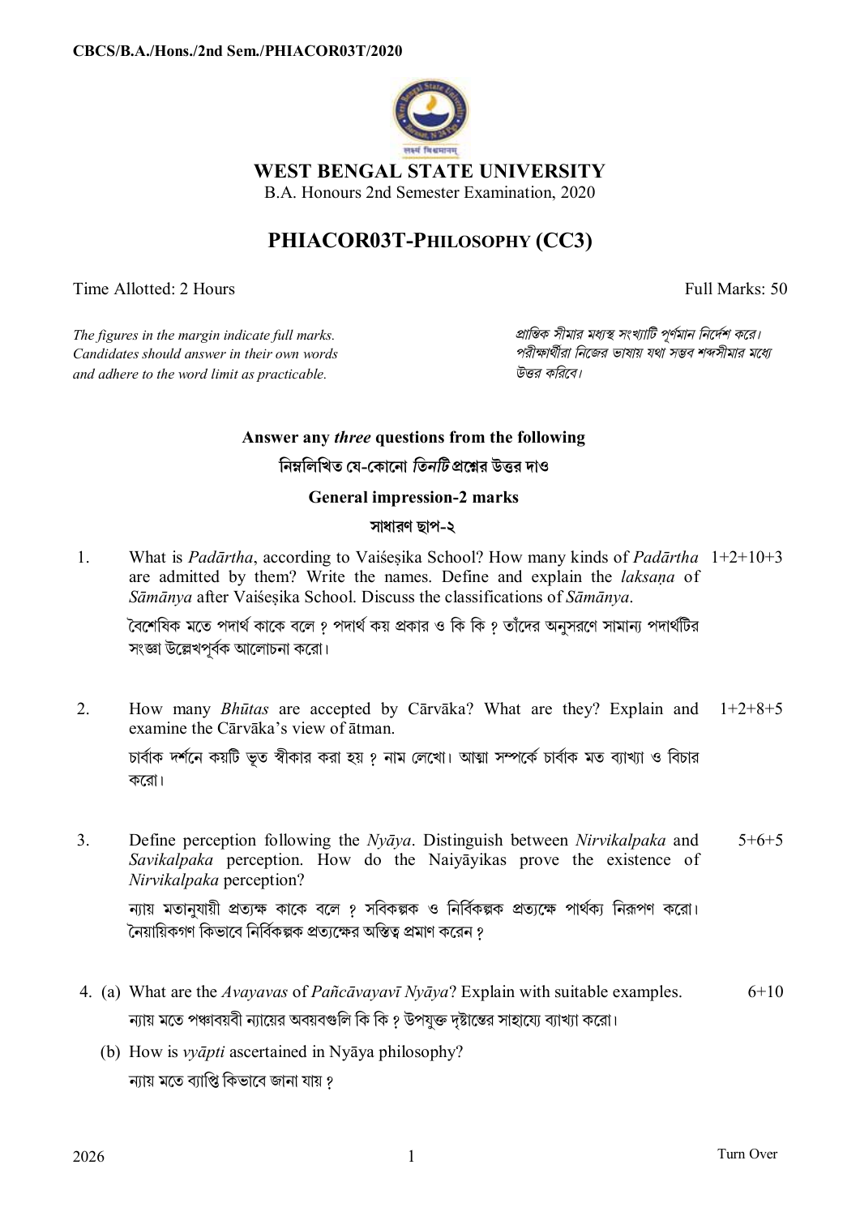CBCS/B.A./Hons./2nd Sem./PHIACOR03T/2020

# WEST BENGAL STATE UNIVERSITY

B.A. Honours 2nd Semester Examination, 2020

## PHIACOR03T-PHILOSOPHY (CC3)

Time Allotted: 2 Hours | Full Marks: 50

*The figures in the margin indicate full marks. Candidates should answer in their own words and adhere to the word limit as practicable.*

*প্রান্তিক সীমার মধ্যস্থ সংখ্যাটি পূর্ণমান নির্দেশ করে। পরীক্ষার্থীরা নিজের ভাষায় যথা সম্ভব শব্দসীমার মধ্যে উত্তর করিবে।*

**Answer any *three* questions from the following**

**নিম্নলিখিত যে-কোনো *তিনটি* প্রশ্নের উত্তর দাও**

**General impression-2 marks**

**সাধারণ ছাপ-২**

1. What is *Padārtha*, according to Vaiśeṣika School? How many kinds of *Padārtha* are admitted by them? Write the names. Define and explain the *laksaṇa* of *Sāmānya* after Vaiśeṣika School. Discuss the classifications of *Sāmānya*. — 1+2+10+3

   বৈশেষিক মতে পদার্থ কাকে বলে ? পদার্থ কয় প্রকার ও কি কি ? তাঁদের অনুসরণে সামান্য পদার্থটির সংজ্ঞা উল্লেখপূর্বক আলোচনা করো।

2. How many *Bhūtas* are accepted by Cārvāka? What are they? Explain and examine the Cārvāka's view of ātman. — 1+2+8+5

   চার্বাক দর্শনে কয়টি ভূত স্বীকার করা হয় ? নাম লেখো। আত্মা সম্পর্কে চার্বাক মত ব্যাখ্যা ও বিচার করো।

3. Define perception following the *Nyāya*. Distinguish between *Nirvikalpaka* and *Savikalpaka* perception. How do the Naiyāyikas prove the existence of *Nirvikalpaka* perception? — 5+6+5

   ন্যায় মতানুযায়ী প্রত্যক্ষ কাকে বলে ? সবিকল্পক ও নির্বিকল্পক প্রত্যক্ষে পার্থক্য নিরূপণ করো। নৈয়ায়িকগণ কিভাবে নির্বিকল্পক প্রত্যক্ষের অস্তিত্ব প্রমাণ করেন ?

4. (a) What are the *Avayavas* of *Pañcāvayavī Nyāya*? Explain with suitable examples. — 6+10

   ন্যায় মতে পঞ্চাবয়বী ন্যায়ের অবয়বগুলি কি কি ? উপযুক্ত দৃষ্টান্তের সাহায্যে ব্যাখ্যা করো।

   (b) How is *vyāpti* ascertained in Nyāya philosophy?

   ন্যায় মতে ব্যাপ্তি কিভাবে জানা যায় ?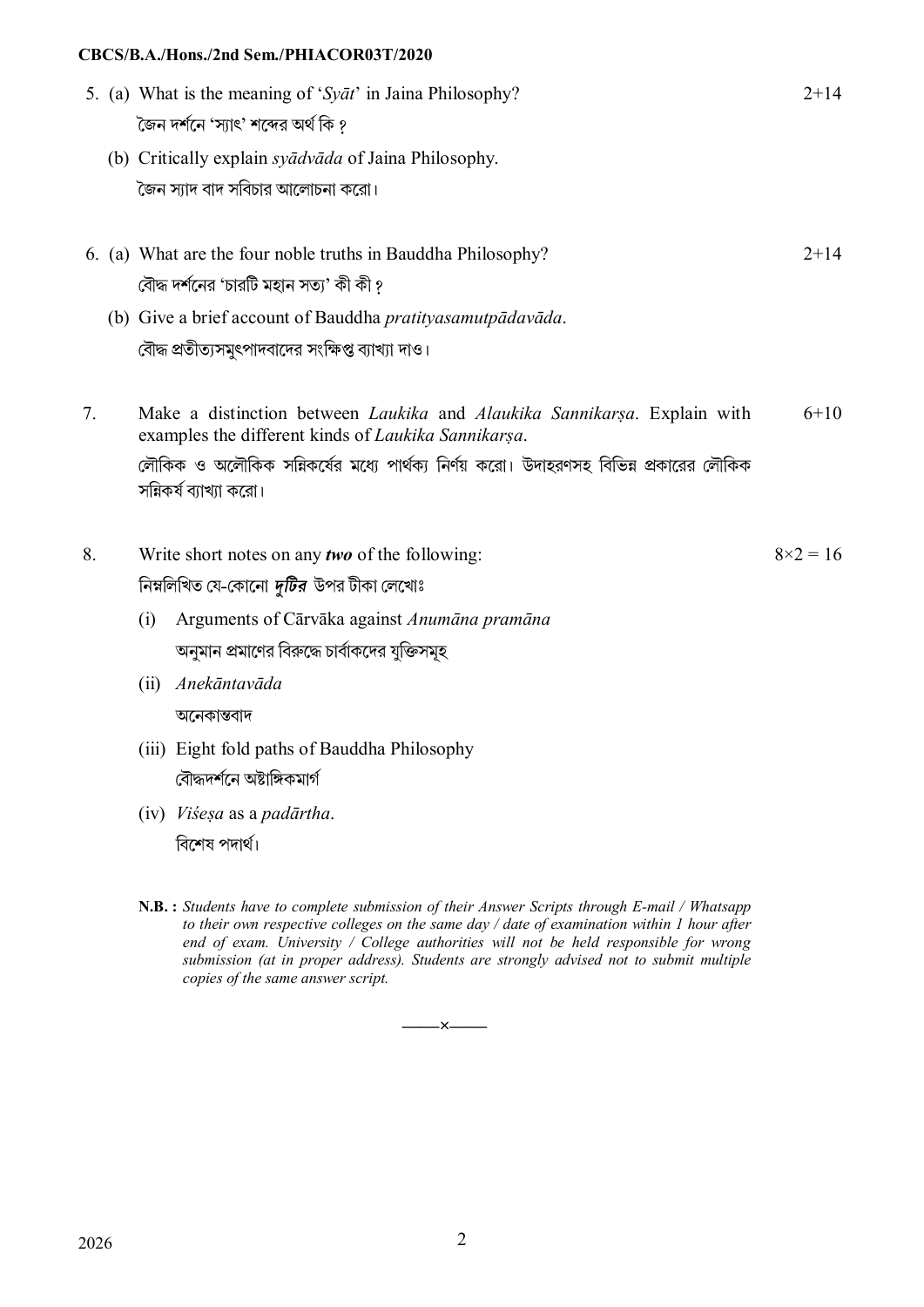5. (a) What is the meaning of '*Syāt*' in Jaina Philosophy? 2+14

জৈন দর্শনে 'স্যাৎ' শব্দের অর্থ কি ?

(b) Critically explain *syādvāda* of Jaina Philosophy.

জৈন স্যাদ বাদ সবিচার আলোচনা করো।

6. (a) What are the four noble truths in Bauddha Philosophy? 2+14

বৌদ্ধ দর্শনের 'চারটি মহান সত্য' কী কী ?

(b) Give a brief account of Bauddha *pratityasamutpādavāda*.

বৌদ্ধ প্রতীত্যসমুৎপাদবাদের সংক্ষিপ্ত ব্যাখ্যা দাও।

7. Make a distinction between *Laukika* and *Alaukika Sannikarṣa*. Explain with examples the different kinds of *Laukika Sannikarṣa*. 6+10

লৌকিক ও অলৌকিক সন্নিকর্ষের মধ্যে পার্থক্য নির্ণয় করো। উদাহরণসহ বিভিন্ন প্রকারের লৌকিক সন্নিকর্ষ ব্যাখ্যা করো।

8. Write short notes on any ***two*** of the following: $8 \times 2 = 16$

নিম্নলিখিত যে-কোনো ***দুটির*** উপর টীকা লেখোঃ

(i) Arguments of Cārvāka against *Anumāna pramāna*

অনুমান প্রমাণের বিরুদ্ধে চার্বাকদের যুক্তিসমূহ

(ii) *Anekāntavāda*

অনেকান্তবাদ

(iii) Eight fold paths of Bauddha Philosophy

বৌদ্ধদর্শনে অষ্টাঙ্গিকমার্গ

(iv) *Viśeṣa* as a *padārtha*.

বিশেষ পদার্থ।

**N.B. :** *Students have to complete submission of their Answer Scripts through E-mail / Whatsapp to their own respective colleges on the same day / date of examination within 1 hour after end of exam. University / College authorities will not be held responsible for wrong submission (at in proper address). Students are strongly advised not to submit multiple copies of the same answer script.*

——×——